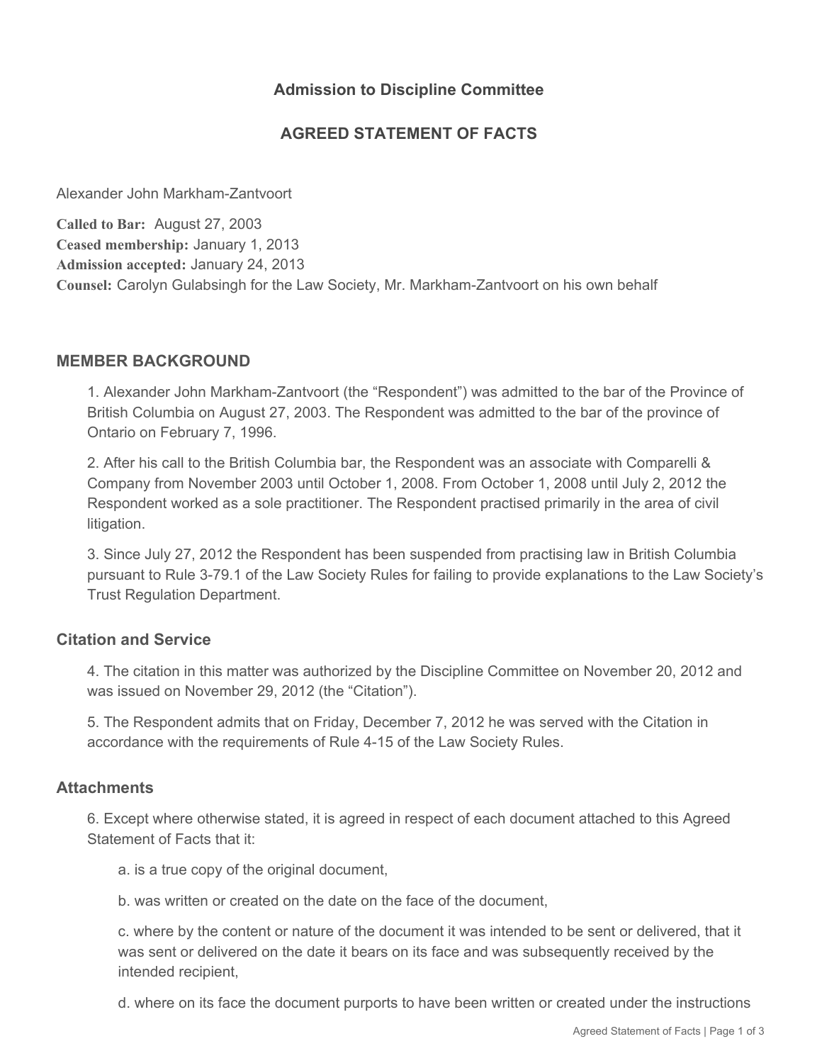## Admission to Discipline Committee

## AGREED STATEMENT OF FACTS

Alexander John Markham-Zantvoort

**Called to Bar:** August 27, 2003
**Ceased membership:** January 1, 2013
**Admission accepted:** January 24, 2013
**Counsel:** Carolyn Gulabsingh for the Law Society, Mr. Markham-Zantvoort on his own behalf

### MEMBER BACKGROUND

1. Alexander John Markham-Zantvoort (the "Respondent") was admitted to the bar of the Province of British Columbia on August 27, 2003. The Respondent was admitted to the bar of the province of Ontario on February 7, 1996.

2. After his call to the British Columbia bar, the Respondent was an associate with Comparelli & Company from November 2003 until October 1, 2008. From October 1, 2008 until July 2, 2012 the Respondent worked as a sole practitioner. The Respondent practised primarily in the area of civil litigation.

3. Since July 27, 2012 the Respondent has been suspended from practising law in British Columbia pursuant to Rule 3-79.1 of the Law Society Rules for failing to provide explanations to the Law Society's Trust Regulation Department.

### Citation and Service

4. The citation in this matter was authorized by the Discipline Committee on November 20, 2012 and was issued on November 29, 2012 (the "Citation").

5. The Respondent admits that on Friday, December 7, 2012 he was served with the Citation in accordance with the requirements of Rule 4-15 of the Law Society Rules.

### Attachments

6. Except where otherwise stated, it is agreed in respect of each document attached to this Agreed Statement of Facts that it:

a. is a true copy of the original document,

b. was written or created on the date on the face of the document,

c. where by the content or nature of the document it was intended to be sent or delivered, that it was sent or delivered on the date it bears on its face and was subsequently received by the intended recipient,

d. where on its face the document purports to have been written or created under the instructions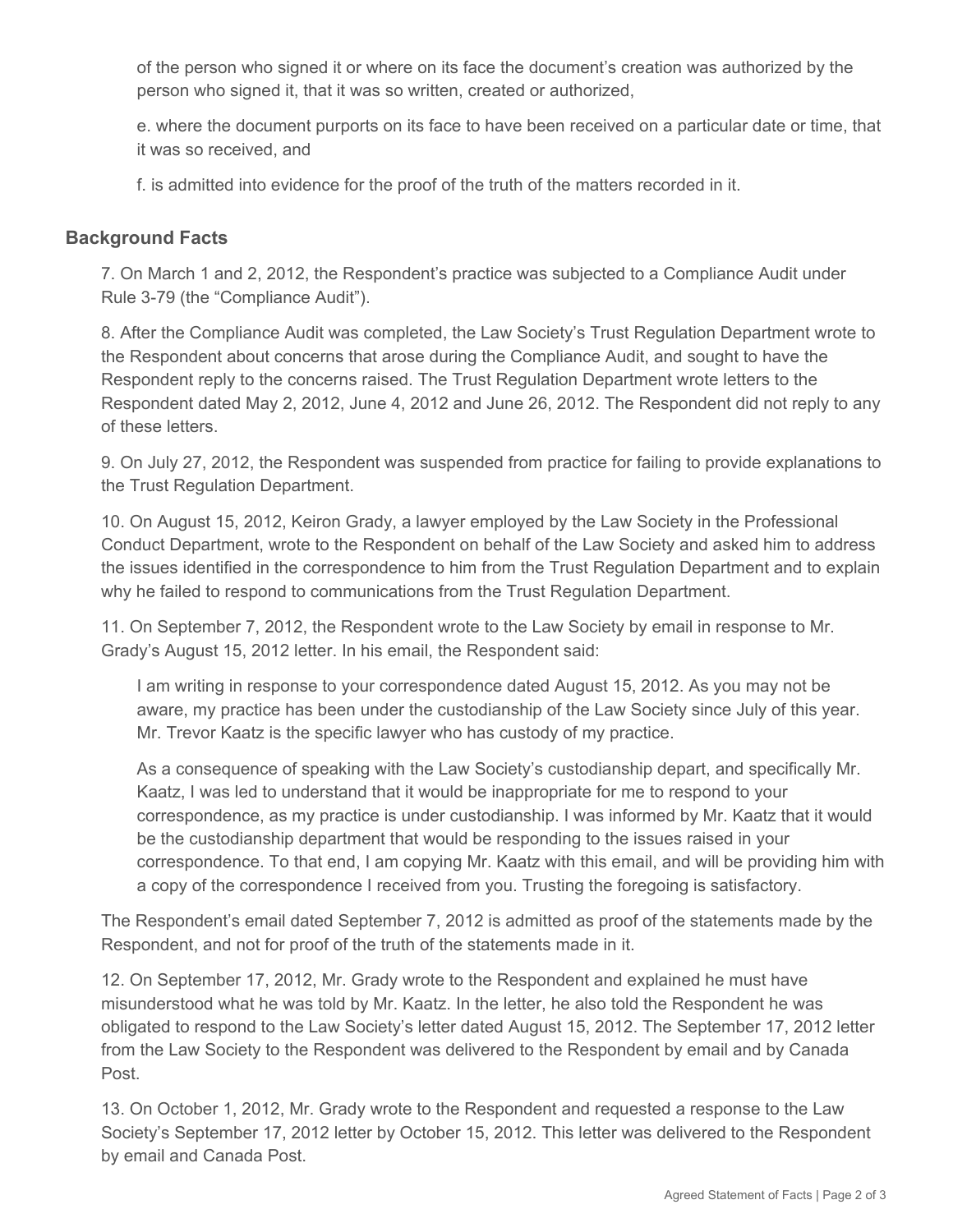of the person who signed it or where on its face the document's creation was authorized by the person who signed it, that it was so written, created or authorized,

e. where the document purports on its face to have been received on a particular date or time, that it was so received, and

f. is admitted into evidence for the proof of the truth of the matters recorded in it.

## Background Facts

7. On March 1 and 2, 2012, the Respondent's practice was subjected to a Compliance Audit under Rule 3-79 (the "Compliance Audit").

8. After the Compliance Audit was completed, the Law Society's Trust Regulation Department wrote to the Respondent about concerns that arose during the Compliance Audit, and sought to have the Respondent reply to the concerns raised. The Trust Regulation Department wrote letters to the Respondent dated May 2, 2012, June 4, 2012 and June 26, 2012. The Respondent did not reply to any of these letters.

9. On July 27, 2012, the Respondent was suspended from practice for failing to provide explanations to the Trust Regulation Department.

10. On August 15, 2012, Keiron Grady, a lawyer employed by the Law Society in the Professional Conduct Department, wrote to the Respondent on behalf of the Law Society and asked him to address the issues identified in the correspondence to him from the Trust Regulation Department and to explain why he failed to respond to communications from the Trust Regulation Department.

11. On September 7, 2012, the Respondent wrote to the Law Society by email in response to Mr. Grady's August 15, 2012 letter. In his email, the Respondent said:

> I am writing in response to your correspondence dated August 15, 2012. As you may not be aware, my practice has been under the custodianship of the Law Society since July of this year. Mr. Trevor Kaatz is the specific lawyer who has custody of my practice.
>
> As a consequence of speaking with the Law Society's custodianship depart, and specifically Mr. Kaatz, I was led to understand that it would be inappropriate for me to respond to your correspondence, as my practice is under custodianship. I was informed by Mr. Kaatz that it would be the custodianship department that would be responding to the issues raised in your correspondence. To that end, I am copying Mr. Kaatz with this email, and will be providing him with a copy of the correspondence I received from you. Trusting the foregoing is satisfactory.

The Respondent's email dated September 7, 2012 is admitted as proof of the statements made by the Respondent, and not for proof of the truth of the statements made in it.

12. On September 17, 2012, Mr. Grady wrote to the Respondent and explained he must have misunderstood what he was told by Mr. Kaatz. In the letter, he also told the Respondent he was obligated to respond to the Law Society's letter dated August 15, 2012. The September 17, 2012 letter from the Law Society to the Respondent was delivered to the Respondent by email and by Canada Post.

13. On October 1, 2012, Mr. Grady wrote to the Respondent and requested a response to the Law Society's September 17, 2012 letter by October 15, 2012. This letter was delivered to the Respondent by email and Canada Post.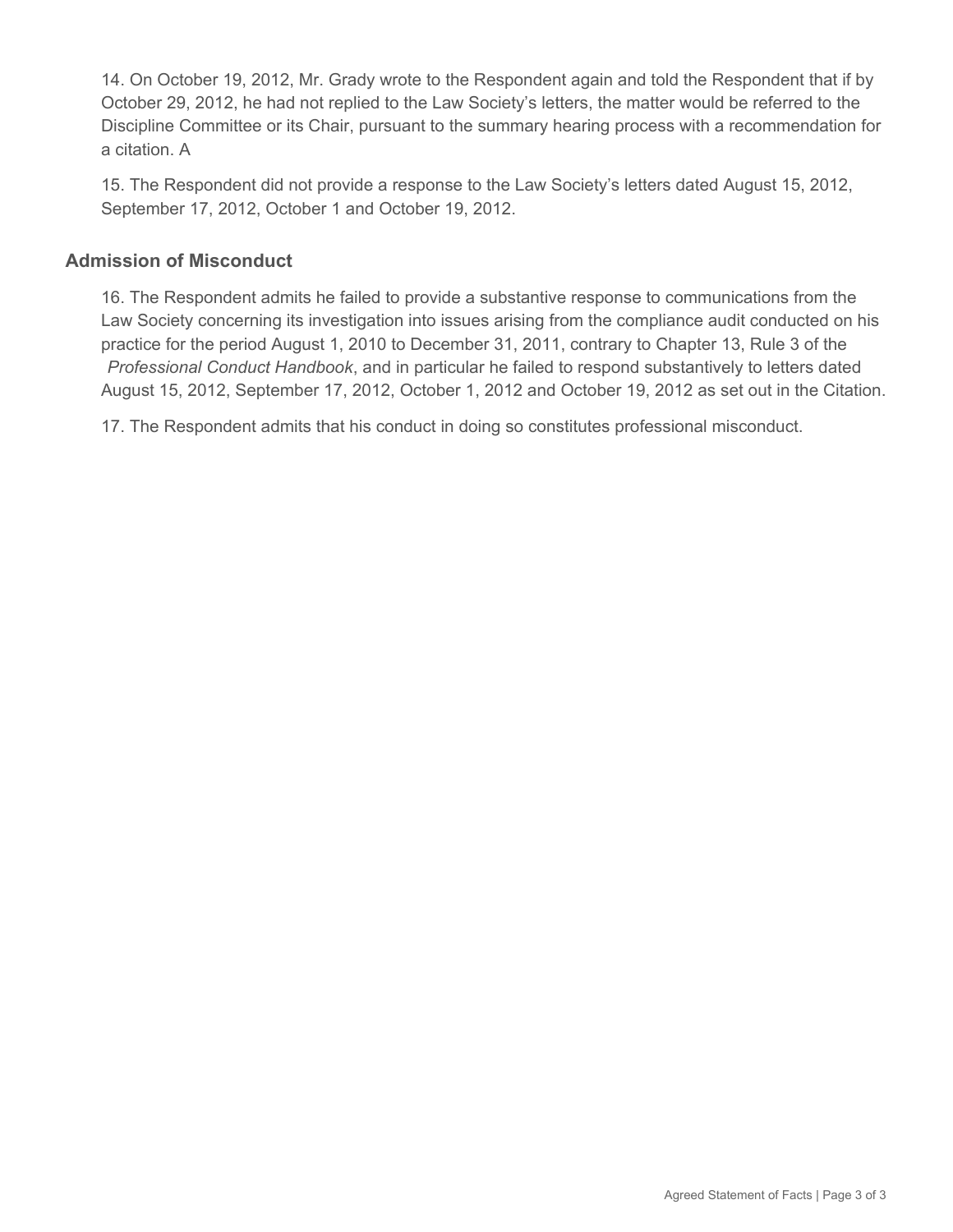14. On October 19, 2012, Mr. Grady wrote to the Respondent again and told the Respondent that if by October 29, 2012, he had not replied to the Law Society's letters, the matter would be referred to the Discipline Committee or its Chair, pursuant to the summary hearing process with a recommendation for a citation. A

15. The Respondent did not provide a response to the Law Society's letters dated August 15, 2012, September 17, 2012, October 1 and October 19, 2012.

## Admission of Misconduct

16. The Respondent admits he failed to provide a substantive response to communications from the Law Society concerning its investigation into issues arising from the compliance audit conducted on his practice for the period August 1, 2010 to December 31, 2011, contrary to Chapter 13, Rule 3 of the *Professional Conduct Handbook*, and in particular he failed to respond substantively to letters dated August 15, 2012, September 17, 2012, October 1, 2012 and October 19, 2012 as set out in the Citation.

17. The Respondent admits that his conduct in doing so constitutes professional misconduct.